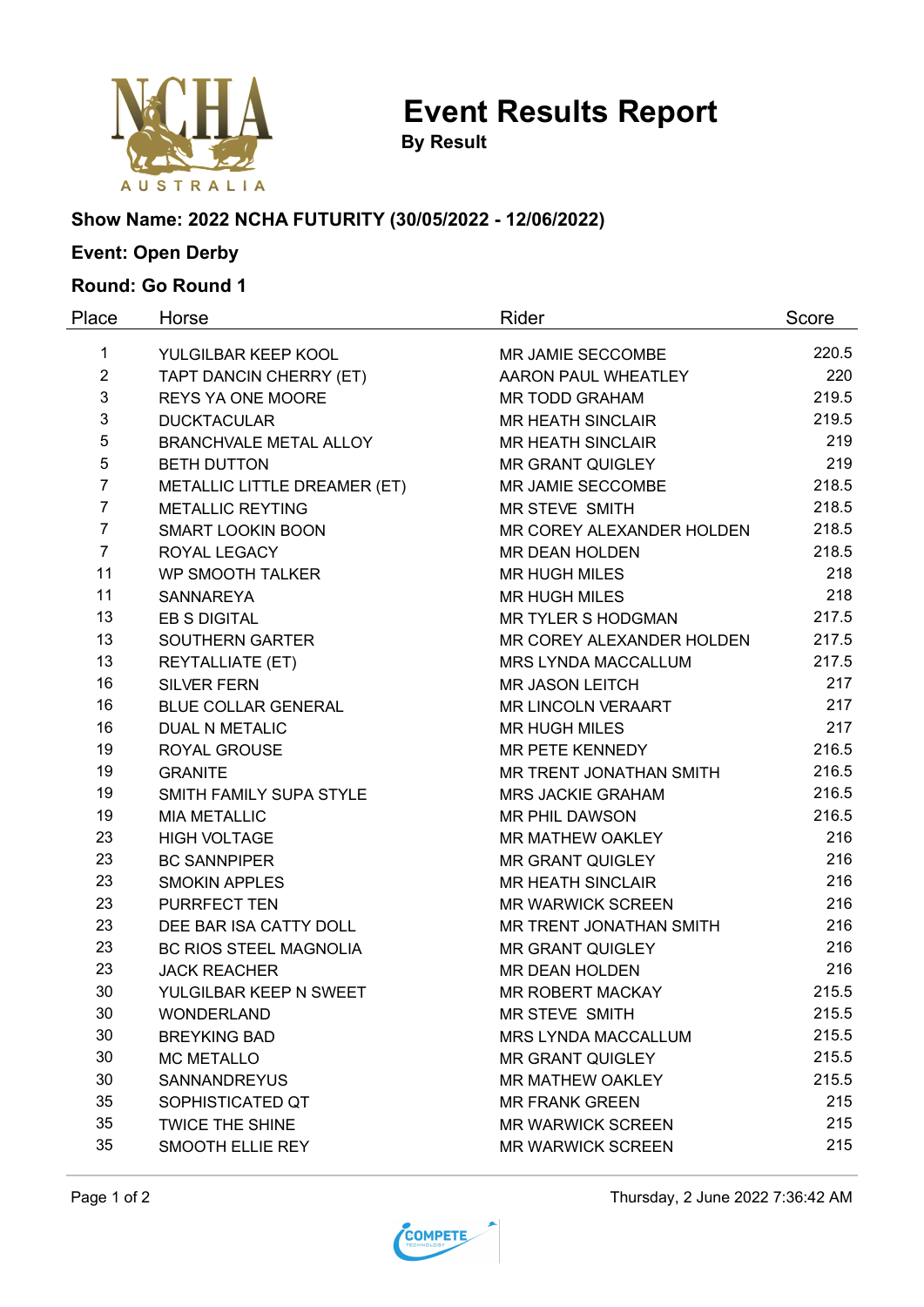# Event Results Report

**By Result**

### Show Name: 2022 NCHA FUTURITY (30/05/2022 - 12/06/2022)

### Event: Open Derby

### Round: Go Round 1

| Place | Horse | Rider | Score |
|---|---|---|---|
| 1 | YULGILBAR KEEP KOOL | MR JAMIE SECCOMBE | 220.5 |
| 2 | TAPT DANCIN CHERRY (ET) | AARON PAUL WHEATLEY | 220 |
| 3 | REYS YA ONE MOORE | MR TODD GRAHAM | 219.5 |
| 3 | DUCKTACULAR | MR HEATH SINCLAIR | 219.5 |
| 5 | BRANCHVALE METAL ALLOY | MR HEATH SINCLAIR | 219 |
| 5 | BETH DUTTON | MR GRANT QUIGLEY | 219 |
| 7 | METALLIC LITTLE DREAMER (ET) | MR JAMIE SECCOMBE | 218.5 |
| 7 | METALLIC REYTING | MR STEVE SMITH | 218.5 |
| 7 | SMART LOOKIN BOON | MR COREY ALEXANDER HOLDEN | 218.5 |
| 7 | ROYAL LEGACY | MR DEAN HOLDEN | 218.5 |
| 11 | WP SMOOTH TALKER | MR HUGH MILES | 218 |
| 11 | SANNAREYA | MR HUGH MILES | 218 |
| 13 | EB S DIGITAL | MR TYLER S HODGMAN | 217.5 |
| 13 | SOUTHERN GARTER | MR COREY ALEXANDER HOLDEN | 217.5 |
| 13 | REYTALLIATE (ET) | MRS LYNDA MACCALLUM | 217.5 |
| 16 | SILVER FERN | MR JASON LEITCH | 217 |
| 16 | BLUE COLLAR GENERAL | MR LINCOLN VERAART | 217 |
| 16 | DUAL N METALIC | MR HUGH MILES | 217 |
| 19 | ROYAL GROUSE | MR PETE KENNEDY | 216.5 |
| 19 | GRANITE | MR TRENT JONATHAN SMITH | 216.5 |
| 19 | SMITH FAMILY SUPA STYLE | MRS JACKIE GRAHAM | 216.5 |
| 19 | MIA METALLIC | MR PHIL DAWSON | 216.5 |
| 23 | HIGH VOLTAGE | MR MATHEW OAKLEY | 216 |
| 23 | BC SANNPIPER | MR GRANT QUIGLEY | 216 |
| 23 | SMOKIN APPLES | MR HEATH SINCLAIR | 216 |
| 23 | PURRFECT TEN | MR WARWICK SCREEN | 216 |
| 23 | DEE BAR ISA CATTY DOLL | MR TRENT JONATHAN SMITH | 216 |
| 23 | BC RIOS STEEL MAGNOLIA | MR GRANT QUIGLEY | 216 |
| 23 | JACK REACHER | MR DEAN HOLDEN | 216 |
| 30 | YULGILBAR KEEP N SWEET | MR ROBERT MACKAY | 215.5 |
| 30 | WONDERLAND | MR STEVE SMITH | 215.5 |
| 30 | BREYKING BAD | MRS LYNDA MACCALLUM | 215.5 |
| 30 | MC METALLO | MR GRANT QUIGLEY | 215.5 |
| 30 | SANNANDREYUS | MR MATHEW OAKLEY | 215.5 |
| 35 | SOPHISTICATED QT | MR FRANK GREEN | 215 |
| 35 | TWICE THE SHINE | MR WARWICK SCREEN | 215 |
| 35 | SMOOTH ELLIE REY | MR WARWICK SCREEN | 215 |

Thursday, 2 June 2022 7:36:42 AM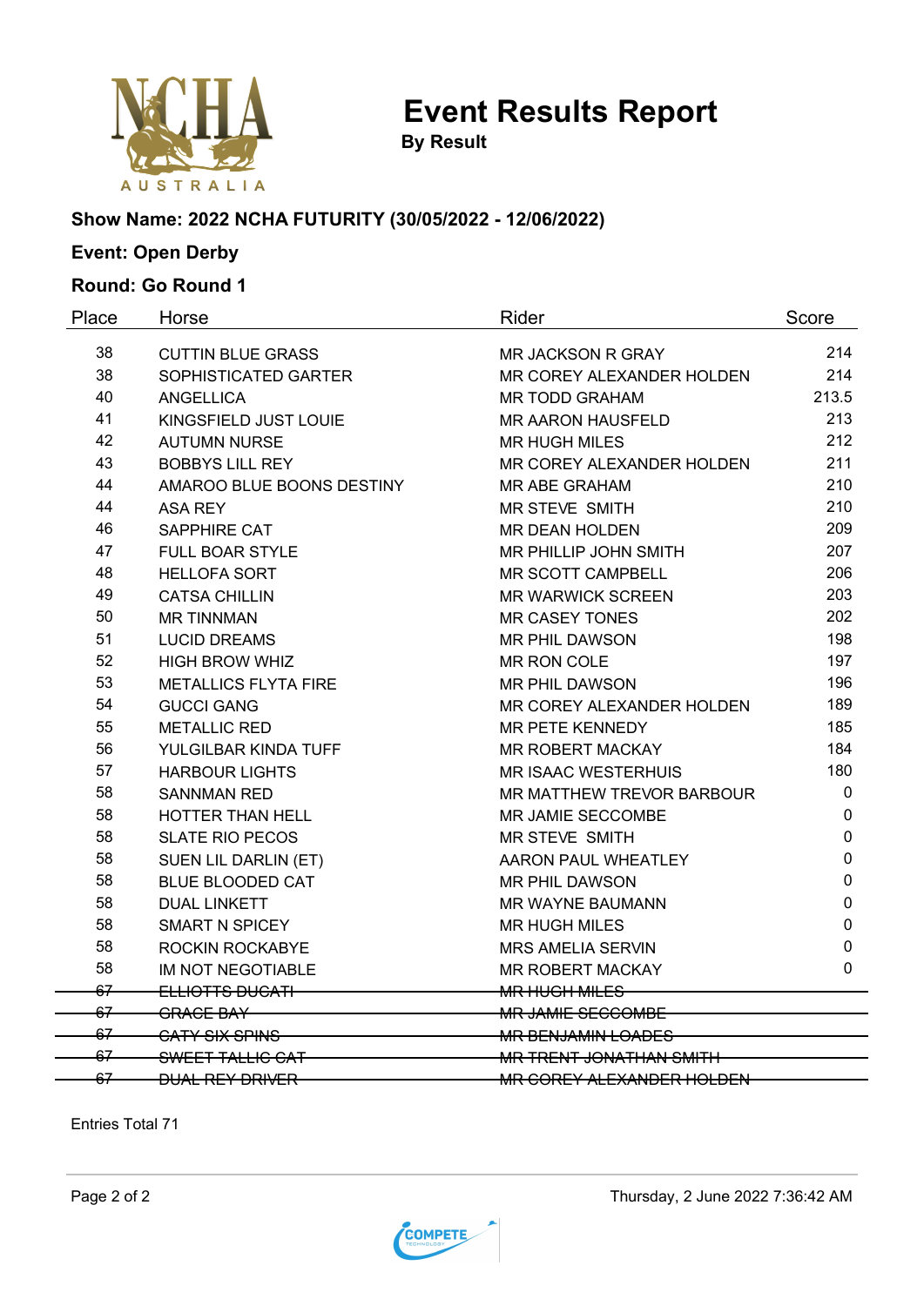# Event Results Report

**By Result**

### Show Name: 2022 NCHA FUTURITY (30/05/2022 - 12/06/2022)

### Event: Open Derby

### Round: Go Round 1

| Place | Horse | Rider | Score |
|---|---|---|---|
| 38 | CUTTIN BLUE GRASS | MR JACKSON R GRAY | 214 |
| 38 | SOPHISTICATED GARTER | MR COREY ALEXANDER HOLDEN | 214 |
| 40 | ANGELLICA | MR TODD GRAHAM | 213.5 |
| 41 | KINGSFIELD JUST LOUIE | MR AARON HAUSFELD | 213 |
| 42 | AUTUMN NURSE | MR HUGH MILES | 212 |
| 43 | BOBBYS LILL REY | MR COREY ALEXANDER HOLDEN | 211 |
| 44 | AMAROO BLUE BOONS DESTINY | MR ABE GRAHAM | 210 |
| 44 | ASA REY | MR STEVE SMITH | 210 |
| 46 | SAPPHIRE CAT | MR DEAN HOLDEN | 209 |
| 47 | FULL BOAR STYLE | MR PHILLIP JOHN SMITH | 207 |
| 48 | HELLOFA SORT | MR SCOTT CAMPBELL | 206 |
| 49 | CATSA CHILLIN | MR WARWICK SCREEN | 203 |
| 50 | MR TINNMAN | MR CASEY TONES | 202 |
| 51 | LUCID DREAMS | MR PHIL DAWSON | 198 |
| 52 | HIGH BROW WHIZ | MR RON COLE | 197 |
| 53 | METALLICS FLYTA FIRE | MR PHIL DAWSON | 196 |
| 54 | GUCCI GANG | MR COREY ALEXANDER HOLDEN | 189 |
| 55 | METALLIC RED | MR PETE KENNEDY | 185 |
| 56 | YULGILBAR KINDA TUFF | MR ROBERT MACKAY | 184 |
| 57 | HARBOUR LIGHTS | MR ISAAC WESTERHUIS | 180 |
| 58 | SANNMAN RED | MR MATTHEW TREVOR BARBOUR | 0 |
| 58 | HOTTER THAN HELL | MR JAMIE SECCOMBE | 0 |
| 58 | SLATE RIO PECOS | MR STEVE SMITH | 0 |
| 58 | SUEN LIL DARLIN (ET) | AARON PAUL WHEATLEY | 0 |
| 58 | BLUE BLOODED CAT | MR PHIL DAWSON | 0 |
| 58 | DUAL LINKETT | MR WAYNE BAUMANN | 0 |
| 58 | SMART N SPICEY | MR HUGH MILES | 0 |
| 58 | ROCKIN ROCKABYE | MRS AMELIA SERVIN | 0 |
| 58 | IM NOT NEGOTIABLE | MR ROBERT MACKAY | 0 |
| ~~67~~ | ~~ELLIOTTS DUCATI~~ | ~~MR HUGH MILES~~ | |
| ~~67~~ | ~~GRACE BAY~~ | ~~MR JAMIE SECCOMBE~~ | |
| ~~67~~ | ~~CATY SIX SPINS~~ | ~~MR BENJAMIN LOADES~~ | |
| ~~67~~ | ~~SWEET TALLIC CAT~~ | ~~MR TRENT JONATHAN SMITH~~ | |
| ~~67~~ | ~~DUAL REY DRIVER~~ | ~~MR COREY ALEXANDER HOLDEN~~ | |

Entries Total 71

Thursday, 2 June 2022 7:36:42 AM